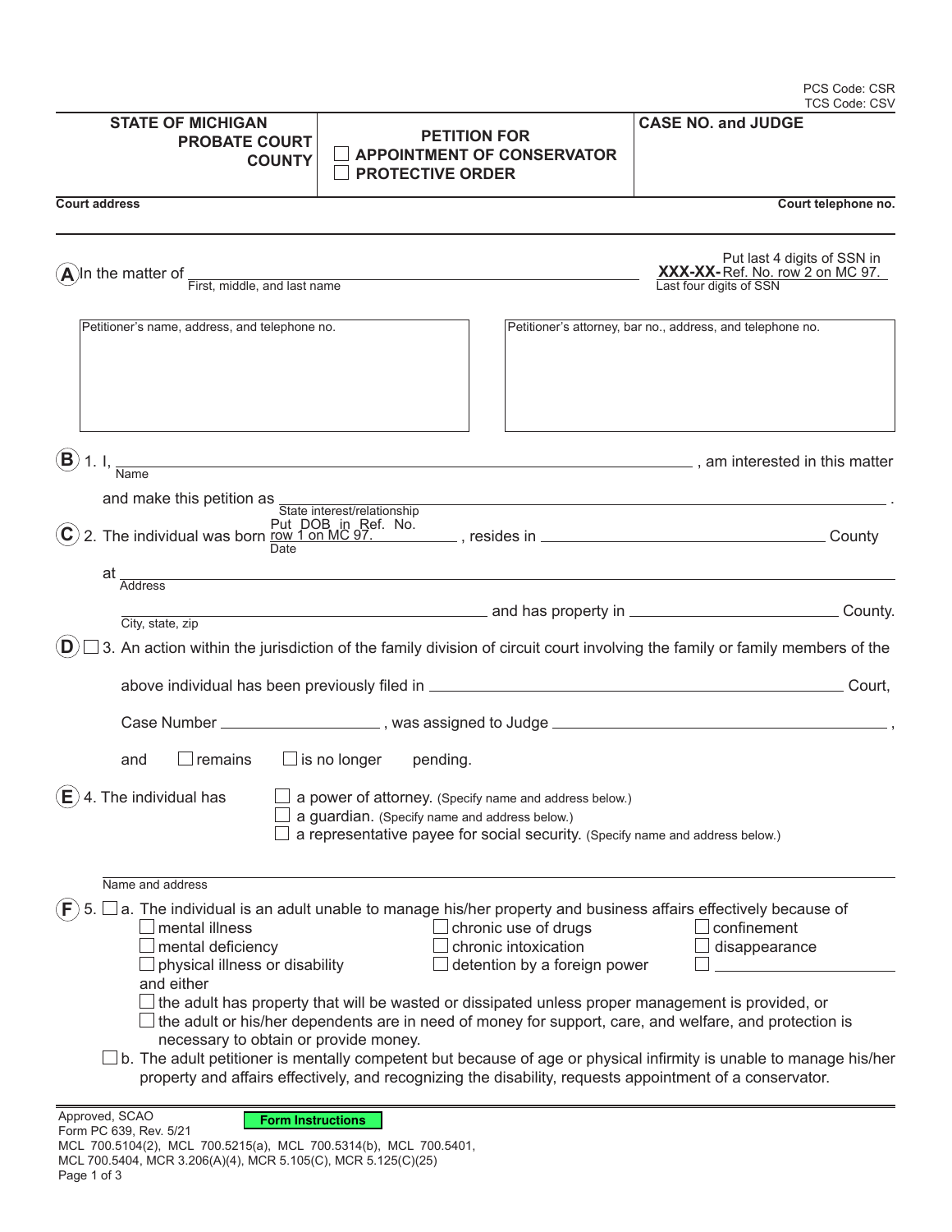PCS Code: CSR
TCS Code: CSV

| STATE OF MICHIGAN PROBATE COURT COUNTY | PETITION FOR ☐ APPOINTMENT OF CONSERVATOR ☐ PROTECTIVE ORDER | CASE NO. and JUDGE |
|---|---|---|

Court address | Court telephone no.

**(A)** In the matter of ______________________ (First, middle, and last name) | Put last 4 digits of SSN in **XXX-XX-** Ref. No. row 2 on MC 97. (Last four digits of SSN)

| Petitioner's name, address, and telephone no. | Petitioner's attorney, bar no., address, and telephone no. |
|---|---|
| | |

**(B)** 1. I, ______________________ (Name), am interested in this matter and make this petition as ______________________ (State interest/relationship).

**(C)** 2. The individual was born Put DOB in Ref. No. row 1 on MC 97. (Date), resides in ______________ County at ______________________ (Address) ______________________ (City, state, zip) and has property in ______________ County.

**(D)** ☐ 3. An action within the jurisdiction of the family division of circuit court involving the family or family members of the above individual has been previously filed in ______________ Court, Case Number ______________, was assigned to Judge ______________, and ☐ remains ☐ is no longer pending.

**(E)** 4. The individual has
- ☐ a power of attorney. (Specify name and address below.)
- ☐ a guardian. (Specify name and address below.)
- ☐ a representative payee for social security. (Specify name and address below.)

______________________ Name and address

**(F)** 5. ☐ a. The individual is an adult unable to manage his/her property and business affairs effectively because of
- ☐ mental illness
- ☐ mental deficiency
- ☐ physical illness or disability
- ☐ chronic use of drugs
- ☐ chronic intoxication
- ☐ detention by a foreign power
- ☐ confinement
- ☐ disappearance
- ☐ ______________

and either
- ☐ the adult has property that will be wasted or dissipated unless proper management is provided, or
- ☐ the adult or his/her dependents are in need of money for support, care, and welfare, and protection is necessary to obtain or provide money.

☐ b. The adult petitioner is mentally competent but because of age or physical infirmity is unable to manage his/her property and affairs effectively, and recognizing the disability, requests appointment of a conservator.

Approved, SCAO
Form PC 639, Rev. 5/21
Form Instructions
MCL 700.5104(2), MCL 700.5215(a), MCL 700.5314(b), MCL 700.5401, MCL 700.5404, MCR 3.206(A)(4), MCR 5.105(C), MCR 5.125(C)(25)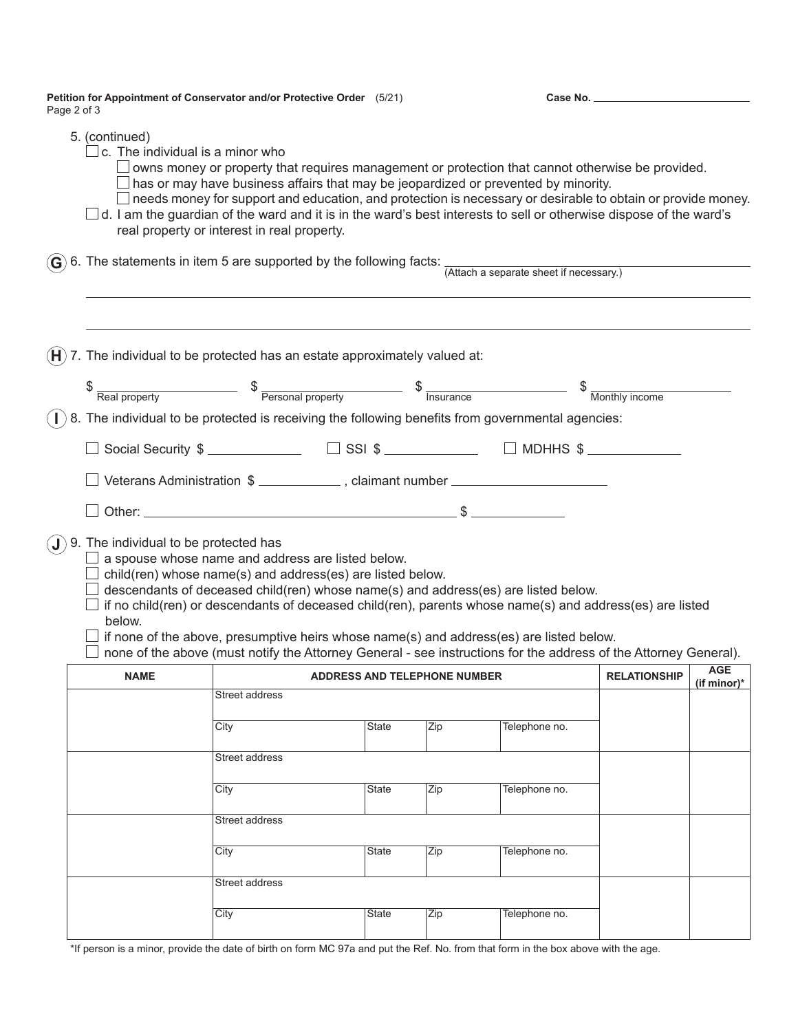Case No. ____________________

5. (continued)
   - ☐ c. The individual is a minor who
     - ☐ owns money or property that requires management or protection that cannot otherwise be provided.
     - ☐ has or may have business affairs that may be jeopardized or prevented by minority.
     - ☐ needs money for support and education, and protection is necessary or desirable to obtain or provide money.
   - ☐ d. I am the guardian of the ward and it is in the ward's best interests to sell or otherwise dispose of the ward's real property or interest in real property.

(G) 6. The statements in item 5 are supported by the following facts: ____________________
(Attach a separate sheet if necessary.)

____________________

____________________

(H) 7. The individual to be protected has an estate approximately valued at:

$ ____________ Real property   $ ____________ Personal property   $ ____________ Insurance   $ ____________ Monthly income

(I) 8. The individual to be protected is receiving the following benefits from governmental agencies:

☐ Social Security $ ____________   ☐ SSI $ ____________   ☐ MDHHS $ ____________

☐ Veterans Administration $ ____________ , claimant number ____________

☐ Other: ____________________ $ ____________

(J) 9. The individual to be protected has
- ☐ a spouse whose name and address are listed below.
- ☐ child(ren) whose name(s) and address(es) are listed below.
- ☐ descendants of deceased child(ren) whose name(s) and address(es) are listed below.
- ☐ if no child(ren) or descendants of deceased child(ren), parents whose name(s) and address(es) are listed below.
- ☐ if none of the above, presumptive heirs whose name(s) and address(es) are listed below.
- ☐ none of the above (must notify the Attorney General - see instructions for the address of the Attorney General).

| NAME | ADDRESS AND TELEPHONE NUMBER | | | | RELATIONSHIP | AGE (if minor)* |
|---|---|---|---|---|---|---|
| | Street address | | | | | |
| | City | State | Zip | Telephone no. | | |
| | Street address | | | | | |
| | City | State | Zip | Telephone no. | | |
| | Street address | | | | | |
| | City | State | Zip | Telephone no. | | |
| | Street address | | | | | |
| | City | State | Zip | Telephone no. | | |

*If person is a minor, provide the date of birth on form MC 97a and put the Ref. No. from that form in the box above with the age.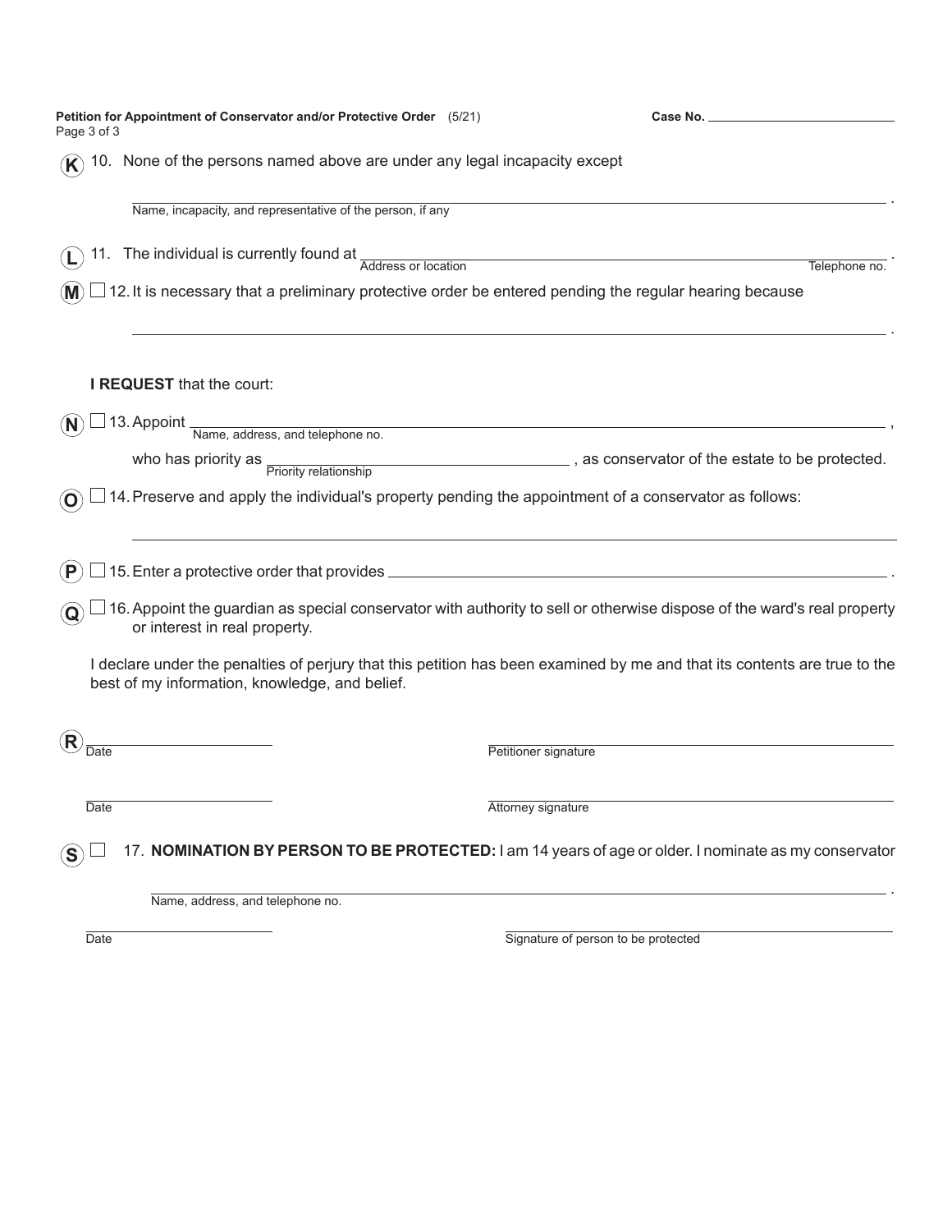Case No. ____________________

(K) 10. None of the persons named above are under any legal incapacity except

______________________________________________________________________ .
Name, incapacity, and representative of the person, if any

(L) 11. The individual is currently found at ______________________________________________ .
Address or location — Telephone no.

(M) ☐ 12. It is necessary that a preliminary protective order be entered pending the regular hearing because

______________________________________________________________________ .

**I REQUEST** that the court:

(N) ☐ 13. Appoint ______________________________________________________________ ,
Name, address, and telephone no.

who has priority as ______________________________ , as conservator of the estate to be protected.
Priority relationship

(O) ☐ 14. Preserve and apply the individual's property pending the appointment of a conservator as follows:

______________________________________________________________________

(P) ☐ 15. Enter a protective order that provides ______________________________________________ .

(Q) ☐ 16. Appoint the guardian as special conservator with authority to sell or otherwise dispose of the ward's real property or interest in real property.

I declare under the penalties of perjury that this petition has been examined by me and that its contents are true to the best of my information, knowledge, and belief.

(R) ______________________ ______________________________
Date — Petitioner signature

______________________ ______________________________
Date — Attorney signature

(S) ☐ 17. **NOMINATION BY PERSON TO BE PROTECTED:** I am 14 years of age or older. I nominate as my conservator

______________________________________________________________________ .
Name, address, and telephone no.

______________________ ______________________________
Date — Signature of person to be protected